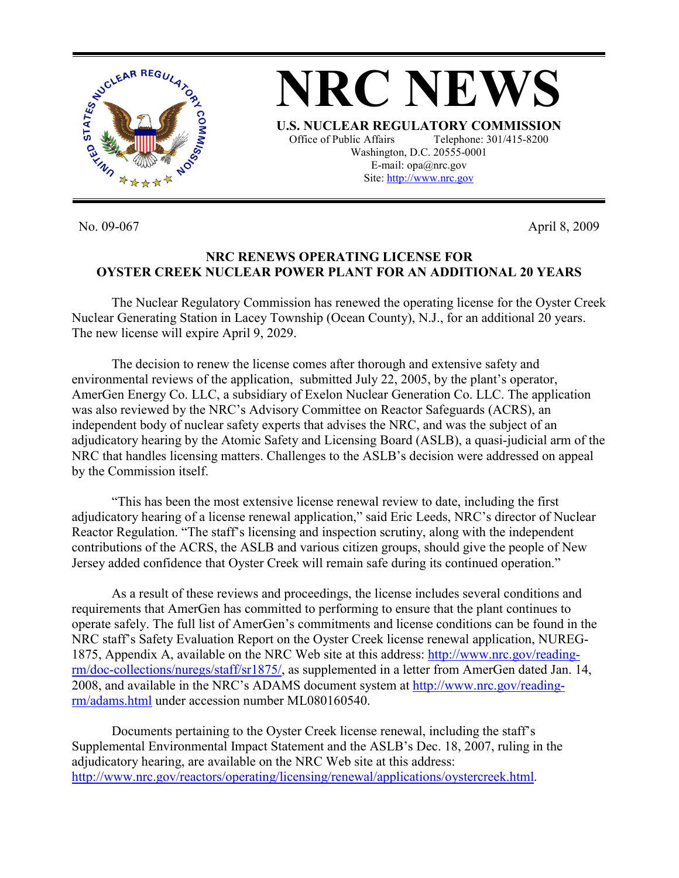# NRC NEWS

**U.S. NUCLEAR REGULATORY COMMISSION**

Office of Public Affairs Telephone: 301/415-8200
Washington, D.C. 20555-0001
E-mail: opa@nrc.gov
Site: http://www.nrc.gov

No. 09-067 April 8, 2009

## NRC RENEWS OPERATING LICENSE FOR OYSTER CREEK NUCLEAR POWER PLANT FOR AN ADDITIONAL 20 YEARS

The Nuclear Regulatory Commission has renewed the operating license for the Oyster Creek Nuclear Generating Station in Lacey Township (Ocean County), N.J., for an additional 20 years. The new license will expire April 9, 2029.

The decision to renew the license comes after thorough and extensive safety and environmental reviews of the application, submitted July 22, 2005, by the plant's operator, AmerGen Energy Co. LLC, a subsidiary of Exelon Nuclear Generation Co. LLC. The application was also reviewed by the NRC's Advisory Committee on Reactor Safeguards (ACRS), an independent body of nuclear safety experts that advises the NRC, and was the subject of an adjudicatory hearing by the Atomic Safety and Licensing Board (ASLB), a quasi-judicial arm of the NRC that handles licensing matters. Challenges to the ASLB's decision were addressed on appeal by the Commission itself.

"This has been the most extensive license renewal review to date, including the first adjudicatory hearing of a license renewal application," said Eric Leeds, NRC's director of Nuclear Reactor Regulation. "The staff's licensing and inspection scrutiny, along with the independent contributions of the ACRS, the ASLB and various citizen groups, should give the people of New Jersey added confidence that Oyster Creek will remain safe during its continued operation."

As a result of these reviews and proceedings, the license includes several conditions and requirements that AmerGen has committed to performing to ensure that the plant continues to operate safely. The full list of AmerGen's commitments and license conditions can be found in the NRC staff's Safety Evaluation Report on the Oyster Creek license renewal application, NUREG-1875, Appendix A, available on the NRC Web site at this address: http://www.nrc.gov/reading-rm/doc-collections/nuregs/staff/sr1875/, as supplemented in a letter from AmerGen dated Jan. 14, 2008, and available in the NRC's ADAMS document system at http://www.nrc.gov/reading-rm/adams.html under accession number ML080160540.

Documents pertaining to the Oyster Creek license renewal, including the staff's Supplemental Environmental Impact Statement and the ASLB's Dec. 18, 2007, ruling in the adjudicatory hearing, are available on the NRC Web site at this address: http://www.nrc.gov/reactors/operating/licensing/renewal/applications/oystercreek.html.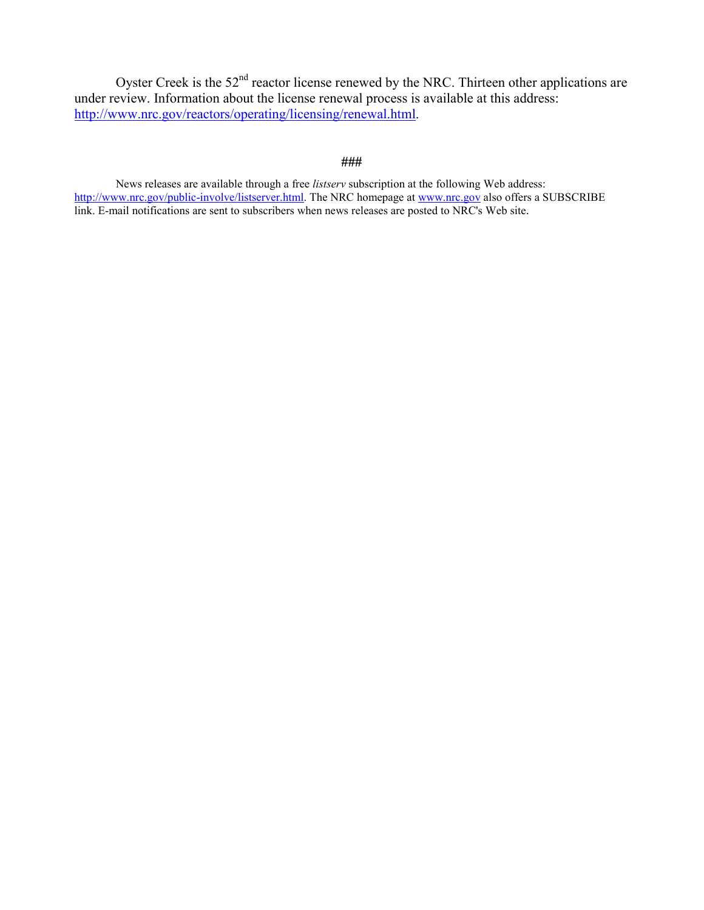Oyster Creek is the 52nd reactor license renewed by the NRC. Thirteen other applications are under review. Information about the license renewal process is available at this address: http://www.nrc.gov/reactors/operating/licensing/renewal.html.

###

News releases are available through a free *listserv* subscription at the following Web address: http://www.nrc.gov/public-involve/listserver.html. The NRC homepage at www.nrc.gov also offers a SUBSCRIBE link. E-mail notifications are sent to subscribers when news releases are posted to NRC's Web site.